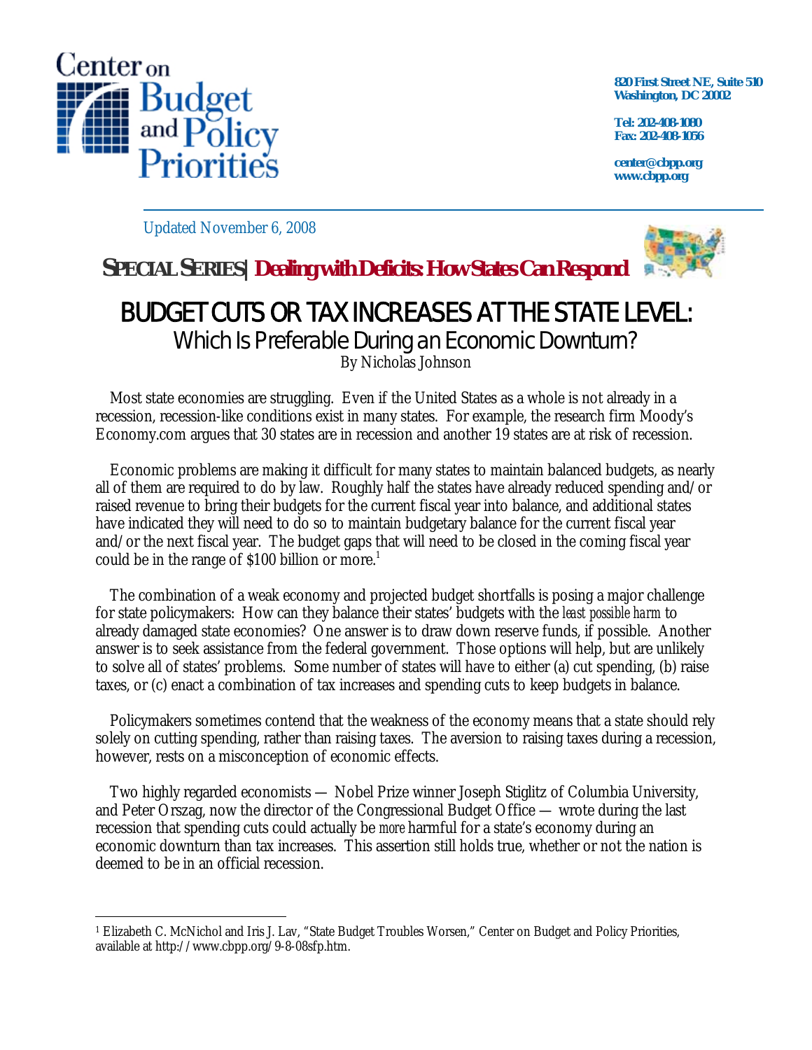Center on Budget and Policy Priorities

820 First Street NE, Suite 510
Washington, DC 20002

Tel: 202-408-1080
Fax: 202-408-1056

center@cbpp.org
www.cbpp.org

Updated November 6, 2008

**SPECIAL SERIES | Dealing with Deficits: How States Can Respond**

# BUDGET CUTS OR TAX INCREASES AT THE STATE LEVEL:

## Which Is Preferable During an Economic Downturn?

By Nicholas Johnson

Most state economies are struggling. Even if the United States as a whole is not already in a recession, recession-like conditions exist in many states. For example, the research firm Moody's Economy.com argues that 30 states are in recession and another 19 states are at risk of recession.

Economic problems are making it difficult for many states to maintain balanced budgets, as nearly all of them are required to do by law. Roughly half the states have already reduced spending and/or raised revenue to bring their budgets for the current fiscal year into balance, and additional states have indicated they will need to do so to maintain budgetary balance for the current fiscal year and/or the next fiscal year. The budget gaps that will need to be closed in the coming fiscal year could be in the range of $100 billion or more.[1]

The combination of a weak economy and projected budget shortfalls is posing a major challenge for state policymakers: How can they balance their states' budgets with the *least possible harm* to already damaged state economies? One answer is to draw down reserve funds, if possible. Another answer is to seek assistance from the federal government. Those options will help, but are unlikely to solve all of states' problems. Some number of states will have to either (a) cut spending, (b) raise taxes, or (c) enact a combination of tax increases and spending cuts to keep budgets in balance.

Policymakers sometimes contend that the weakness of the economy means that a state should rely solely on cutting spending, rather than raising taxes. The aversion to raising taxes during a recession, however, rests on a misconception of economic effects.

Two highly regarded economists — Nobel Prize winner Joseph Stiglitz of Columbia University, and Peter Orszag, now the director of the Congressional Budget Office — wrote during the last recession that spending cuts could actually be *more* harmful for a state's economy during an economic downturn than tax increases. This assertion still holds true, whether or not the nation is deemed to be in an official recession.

---

[1] Elizabeth C. McNichol and Iris J. Lav, "State Budget Troubles Worsen," Center on Budget and Policy Priorities, available at http://www.cbpp.org/9-8-08sfp.htm.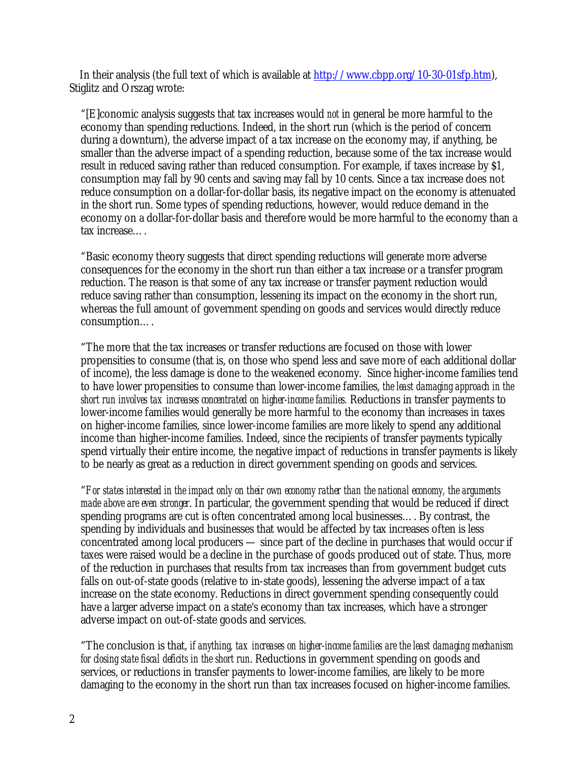In their analysis (the full text of which is available at http://www.cbpp.org/10-30-01sfp.htm), Stiglitz and Orszag wrote:

> "[E]conomic analysis suggests that tax increases would *not* in general be more harmful to the economy than spending reductions. Indeed, in the short run (which is the period of concern during a downturn), the adverse impact of a tax increase on the economy may, if anything, be smaller than the adverse impact of a spending reduction, because some of the tax increase would result in reduced saving rather than reduced consumption. For example, if taxes increase by $1, consumption may fall by 90 cents and saving may fall by 10 cents. Since a tax increase does not reduce consumption on a dollar-for-dollar basis, its negative impact on the economy is attenuated in the short run. Some types of spending reductions, however, would reduce demand in the economy on a dollar-for-dollar basis and therefore would be more harmful to the economy than a tax increase… .
>
> "Basic economy theory suggests that direct spending reductions will generate more adverse consequences for the economy in the short run than either a tax increase or a transfer program reduction. The reason is that some of any tax increase or transfer payment reduction would reduce saving rather than consumption, lessening its impact on the economy in the short run, whereas the full amount of government spending on goods and services would directly reduce consumption… .
>
> "The more that the tax increases or transfer reductions are focused on those with lower propensities to consume (that is, on those who spend less and save more of each additional dollar of income), the less damage is done to the weakened economy. Since higher-income families tend to have lower propensities to consume than lower-income families, *the least damaging approach in the short run involves tax increases concentrated on higher-income families.* Reductions in transfer payments to lower-income families would generally be more harmful to the economy than increases in taxes on higher-income families, since lower-income families are more likely to spend any additional income than higher-income families. Indeed, since the recipients of transfer payments typically spend virtually their entire income, the negative impact of reductions in transfer payments is likely to be nearly as great as a reduction in direct government spending on goods and services.
>
> "*For states interested in the impact only on their own economy rather than the national economy, the arguments made above are even stronger*. In particular, the government spending that would be reduced if direct spending programs are cut is often concentrated among local businesses… . By contrast, the spending by individuals and businesses that would be affected by tax increases often is less concentrated among local producers — since part of the decline in purchases that would occur if taxes were raised would be a decline in the purchase of goods produced out of state. Thus, more of the reduction in purchases that results from tax increases than from government budget cuts falls on out-of-state goods (relative to in-state goods), lessening the adverse impact of a tax increase on the state economy. Reductions in direct government spending consequently could have a larger adverse impact on a state's economy than tax increases, which have a stronger adverse impact on out-of-state goods and services.
>
> "The conclusion is that, *if anything, tax increases on higher-income families are the least damaging mechanism for closing state fiscal deficits in the short run*. Reductions in government spending on goods and services, or reductions in transfer payments to lower-income families, are likely to be more damaging to the economy in the short run than tax increases focused on higher-income families.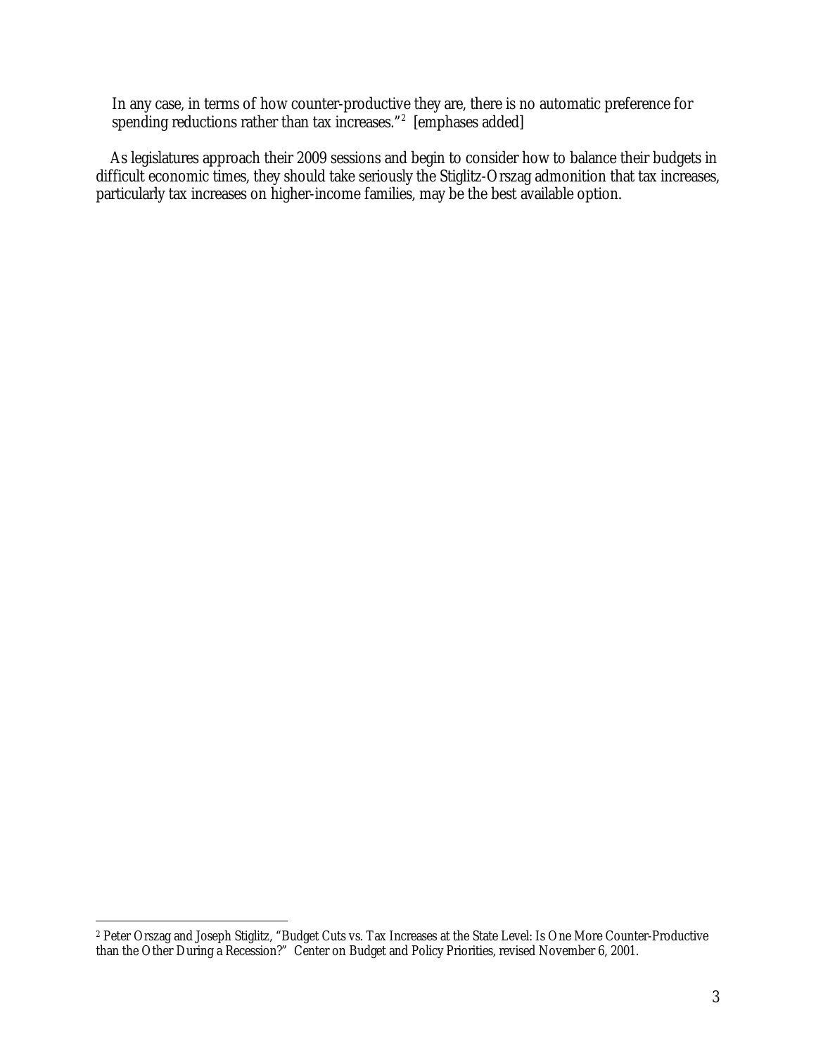> In any case, in terms of how counter-productive they are, there is no automatic preference for spending reductions rather than tax increases."[2] [emphases added]

As legislatures approach their 2009 sessions and begin to consider how to balance their budgets in difficult economic times, they should take seriously the Stiglitz-Orszag admonition that tax increases, particularly tax increases on higher-income families, may be the best available option.

---

[2] Peter Orszag and Joseph Stiglitz, "Budget Cuts vs. Tax Increases at the State Level: Is One More Counter-Productive than the Other During a Recession?" Center on Budget and Policy Priorities, revised November 6, 2001.